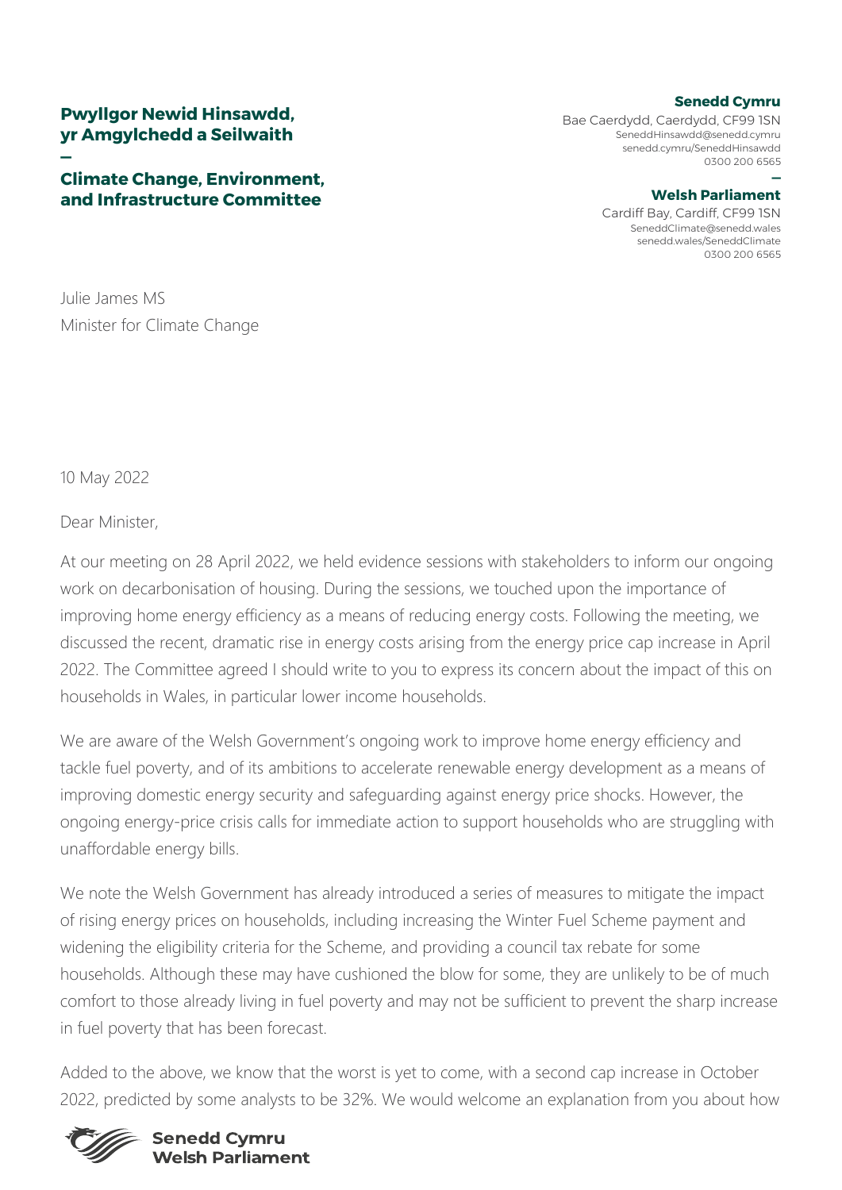**Pwyllgor Newid Hinsawdd, yr Amgylchedd a Seilwaith**

—

**Climate Change, Environment, and Infrastructure Committee**

**Senedd Cymru**
Bae Caerdydd, Caerdydd, CF99 1SN
SeneddHinsawdd@senedd.cymru
senedd.cymru/SeneddHinsawdd
0300 200 6565

—

**Welsh Parliament**
Cardiff Bay, Cardiff, CF99 1SN
SeneddClimate@senedd.wales
senedd.wales/SeneddClimate
0300 200 6565

Julie James MS
Minister for Climate Change

10 May 2022

Dear Minister,

At our meeting on 28 April 2022, we held evidence sessions with stakeholders to inform our ongoing work on decarbonisation of housing. During the sessions, we touched upon the importance of improving home energy efficiency as a means of reducing energy costs. Following the meeting, we discussed the recent, dramatic rise in energy costs arising from the energy price cap increase in April 2022. The Committee agreed I should write to you to express its concern about the impact of this on households in Wales, in particular lower income households.

We are aware of the Welsh Government's ongoing work to improve home energy efficiency and tackle fuel poverty, and of its ambitions to accelerate renewable energy development as a means of improving domestic energy security and safeguarding against energy price shocks. However, the ongoing energy-price crisis calls for immediate action to support households who are struggling with unaffordable energy bills.

We note the Welsh Government has already introduced a series of measures to mitigate the impact of rising energy prices on households, including increasing the Winter Fuel Scheme payment and widening the eligibility criteria for the Scheme, and providing a council tax rebate for some households. Although these may have cushioned the blow for some, they are unlikely to be of much comfort to those already living in fuel poverty and may not be sufficient to prevent the sharp increase in fuel poverty that has been forecast.

Added to the above, we know that the worst is yet to come, with a second cap increase in October 2022, predicted by some analysts to be 32%. We would welcome an explanation from you about how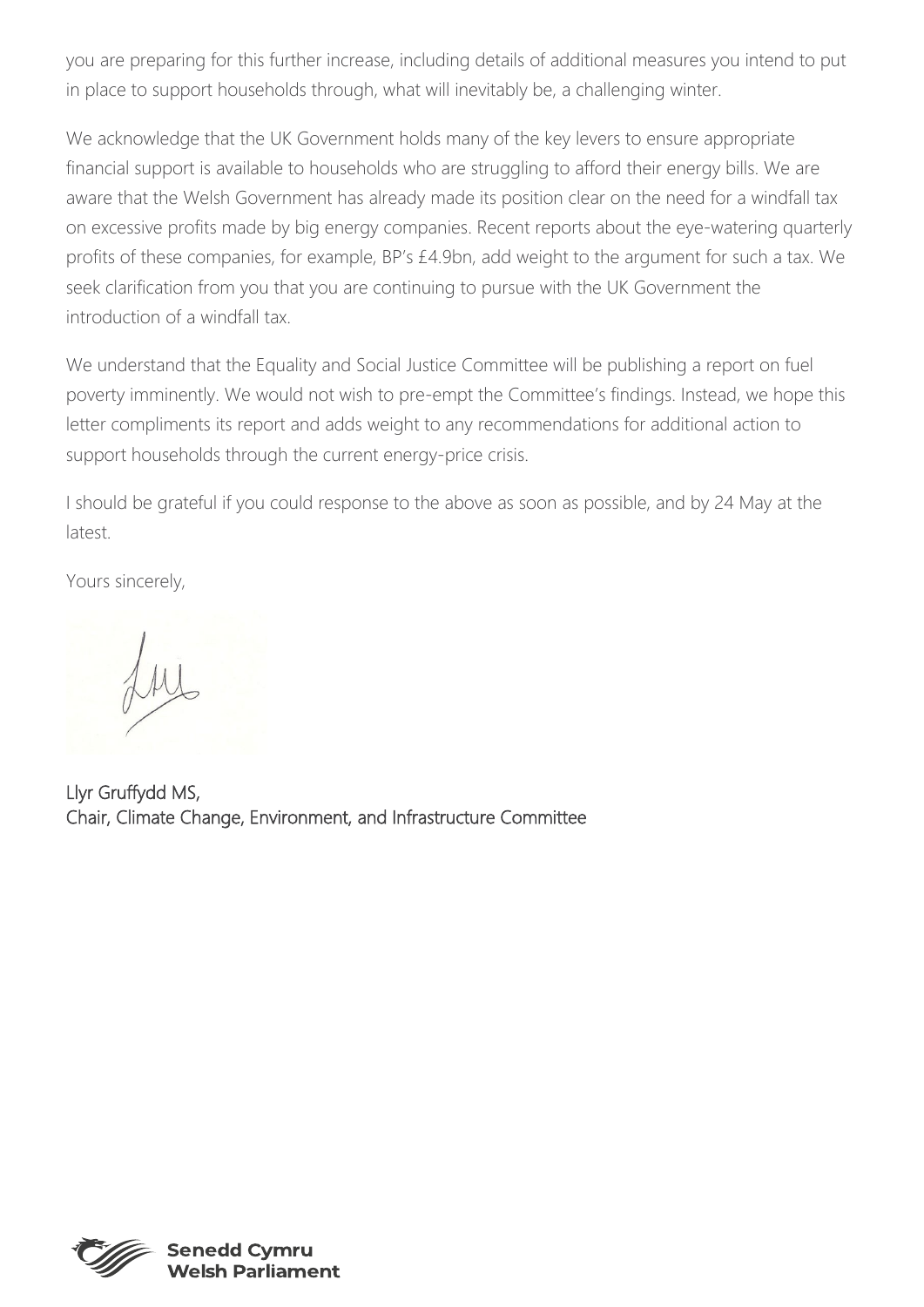you are preparing for this further increase, including details of additional measures you intend to put in place to support households through, what will inevitably be, a challenging winter.

We acknowledge that the UK Government holds many of the key levers to ensure appropriate financial support is available to households who are struggling to afford their energy bills. We are aware that the Welsh Government has already made its position clear on the need for a windfall tax on excessive profits made by big energy companies. Recent reports about the eye-watering quarterly profits of these companies, for example, BP's £4.9bn, add weight to the argument for such a tax. We seek clarification from you that you are continuing to pursue with the UK Government the introduction of a windfall tax.

We understand that the Equality and Social Justice Committee will be publishing a report on fuel poverty imminently. We would not wish to pre-empt the Committee's findings. Instead, we hope this letter compliments its report and adds weight to any recommendations for additional action to support households through the current energy-price crisis.

I should be grateful if you could response to the above as soon as possible, and by 24 May at the latest.

Yours sincerely,

Llyr Gruffydd MS,
Chair, Climate Change, Environment, and Infrastructure Committee